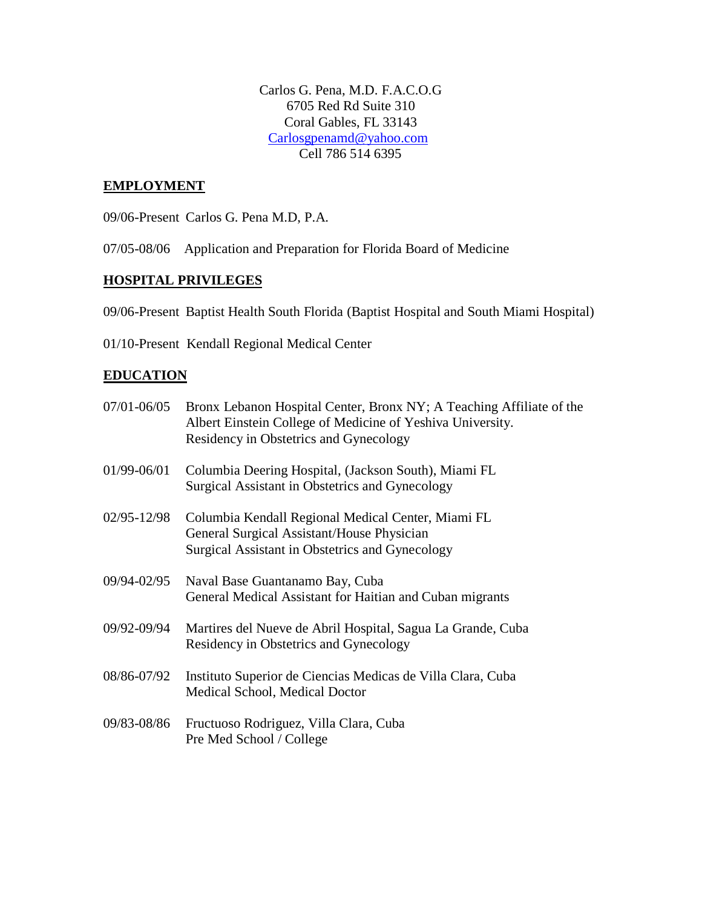Carlos G. Pena, M.D. F.A.C.O.G  
6705 Red Rd Suite 310  
Coral Gables, FL 33143  
Carlosgpenamd@yahoo.com  
Cell 786 514 6395

## EMPLOYMENT

09/06-Present Carlos G. Pena M.D, P.A.

07/05-08/06 Application and Preparation for Florida Board of Medicine

## HOSPITAL PRIVILEGES

09/06-Present Baptist Health South Florida (Baptist Hospital and South Miami Hospital)

01/10-Present Kendall Regional Medical Center

## EDUCATION

07/01-06/05 Bronx Lebanon Hospital Center, Bronx NY; A Teaching Affiliate of the Albert Einstein College of Medicine of Yeshiva University.  
Residency in Obstetrics and Gynecology

01/99-06/01 Columbia Deering Hospital, (Jackson South), Miami FL  
Surgical Assistant in Obstetrics and Gynecology

02/95-12/98 Columbia Kendall Regional Medical Center, Miami FL  
General Surgical Assistant/House Physician  
Surgical Assistant in Obstetrics and Gynecology

09/94-02/95 Naval Base Guantanamo Bay, Cuba  
General Medical Assistant for Haitian and Cuban migrants

09/92-09/94 Martires del Nueve de Abril Hospital, Sagua La Grande, Cuba  
Residency in Obstetrics and Gynecology

08/86-07/92 Instituto Superior de Ciencias Medicas de Villa Clara, Cuba  
Medical School, Medical Doctor

09/83-08/86 Fructuoso Rodriguez, Villa Clara, Cuba  
Pre Med School / College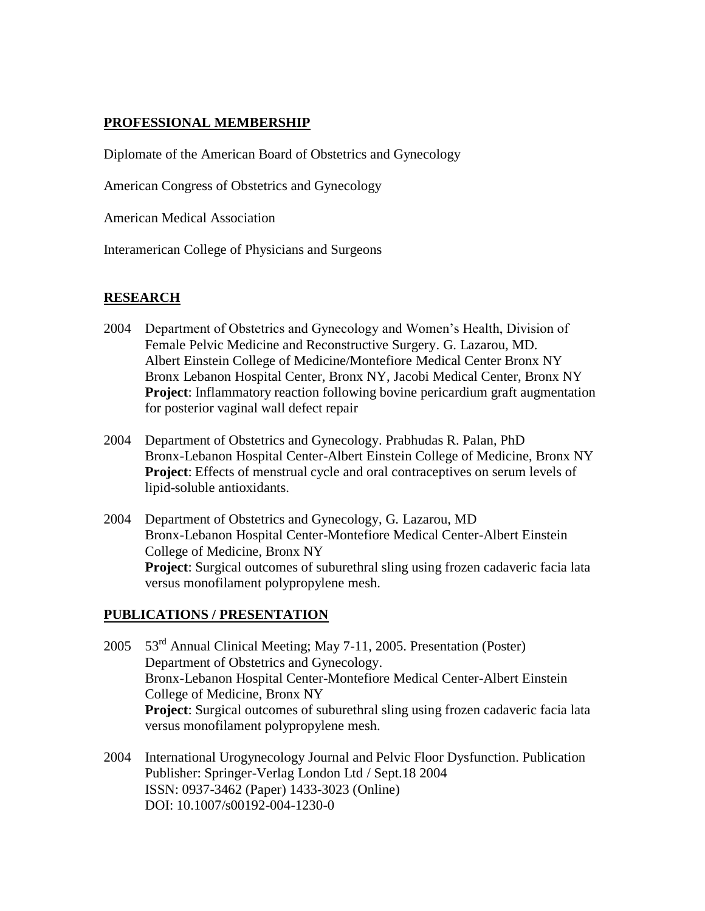## PROFESSIONAL MEMBERSHIP

Diplomate of the American Board of Obstetrics and Gynecology

American Congress of Obstetrics and Gynecology

American Medical Association

Interamerican College of Physicians and Surgeons

## RESEARCH

2004 Department of Obstetrics and Gynecology and Women's Health, Division of Female Pelvic Medicine and Reconstructive Surgery. G. Lazarou, MD.
Albert Einstein College of Medicine/Montefiore Medical Center Bronx NY
Bronx Lebanon Hospital Center, Bronx NY, Jacobi Medical Center, Bronx NY
**Project**: Inflammatory reaction following bovine pericardium graft augmentation for posterior vaginal wall defect repair

2004 Department of Obstetrics and Gynecology. Prabhudas R. Palan, PhD
Bronx-Lebanon Hospital Center-Albert Einstein College of Medicine, Bronx NY
**Project**: Effects of menstrual cycle and oral contraceptives on serum levels of lipid-soluble antioxidants.

2004 Department of Obstetrics and Gynecology, G. Lazarou, MD
Bronx-Lebanon Hospital Center-Montefiore Medical Center-Albert Einstein College of Medicine, Bronx NY
**Project**: Surgical outcomes of suburethral sling using frozen cadaveric facia lata versus monofilament polypropylene mesh.

## PUBLICATIONS / PRESENTATION

2005 53rd Annual Clinical Meeting; May 7-11, 2005. Presentation (Poster)
Department of Obstetrics and Gynecology.
Bronx-Lebanon Hospital Center-Montefiore Medical Center-Albert Einstein College of Medicine, Bronx NY
**Project**: Surgical outcomes of suburethral sling using frozen cadaveric facia lata versus monofilament polypropylene mesh.

2004 International Urogynecology Journal and Pelvic Floor Dysfunction. Publication
Publisher: Springer-Verlag London Ltd / Sept.18 2004
ISSN: 0937-3462 (Paper) 1433-3023 (Online)
DOI: 10.1007/s00192-004-1230-0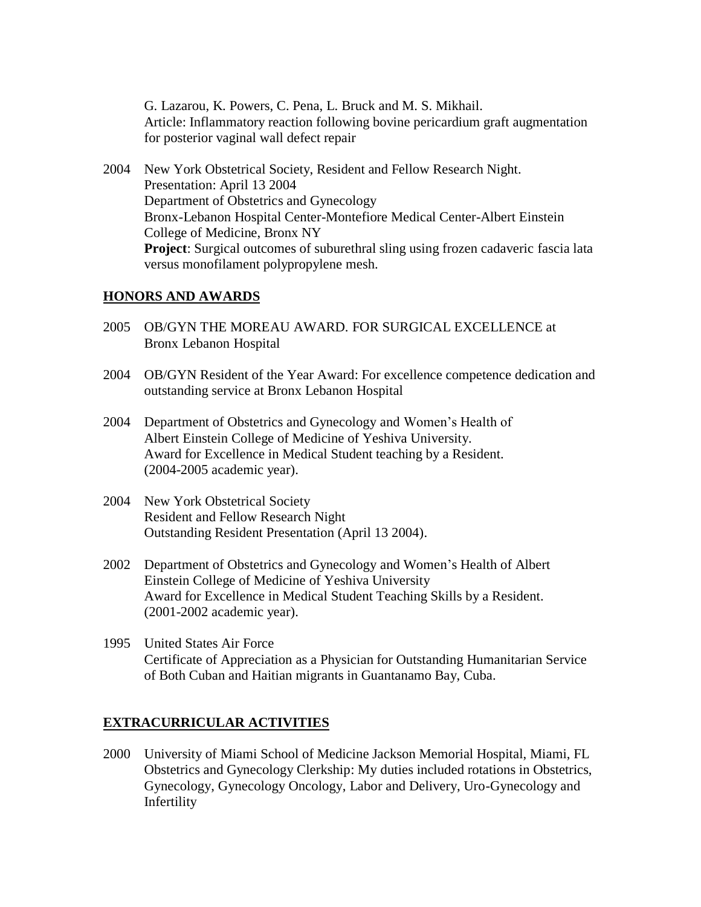G. Lazarou, K. Powers, C. Pena, L. Bruck and M. S. Mikhail.
Article: Inflammatory reaction following bovine pericardium graft augmentation for posterior vaginal wall defect repair

2004 New York Obstetrical Society, Resident and Fellow Research Night.
Presentation: April 13 2004
Department of Obstetrics and Gynecology
Bronx-Lebanon Hospital Center-Montefiore Medical Center-Albert Einstein College of Medicine, Bronx NY
**Project**: Surgical outcomes of suburethral sling using frozen cadaveric fascia lata versus monofilament polypropylene mesh.

## HONORS AND AWARDS

2005 OB/GYN THE MOREAU AWARD. FOR SURGICAL EXCELLENCE at Bronx Lebanon Hospital

2004 OB/GYN Resident of the Year Award: For excellence competence dedication and outstanding service at Bronx Lebanon Hospital

2004 Department of Obstetrics and Gynecology and Women's Health of Albert Einstein College of Medicine of Yeshiva University.
Award for Excellence in Medical Student teaching by a Resident.
(2004-2005 academic year).

2004 New York Obstetrical Society
Resident and Fellow Research Night
Outstanding Resident Presentation (April 13 2004).

2002 Department of Obstetrics and Gynecology and Women's Health of Albert Einstein College of Medicine of Yeshiva University
Award for Excellence in Medical Student Teaching Skills by a Resident.
(2001-2002 academic year).

1995 United States Air Force
Certificate of Appreciation as a Physician for Outstanding Humanitarian Service of Both Cuban and Haitian migrants in Guantanamo Bay, Cuba.

## EXTRACURRICULAR ACTIVITIES

2000 University of Miami School of Medicine Jackson Memorial Hospital, Miami, FL
Obstetrics and Gynecology Clerkship: My duties included rotations in Obstetrics, Gynecology, Gynecology Oncology, Labor and Delivery, Uro-Gynecology and Infertility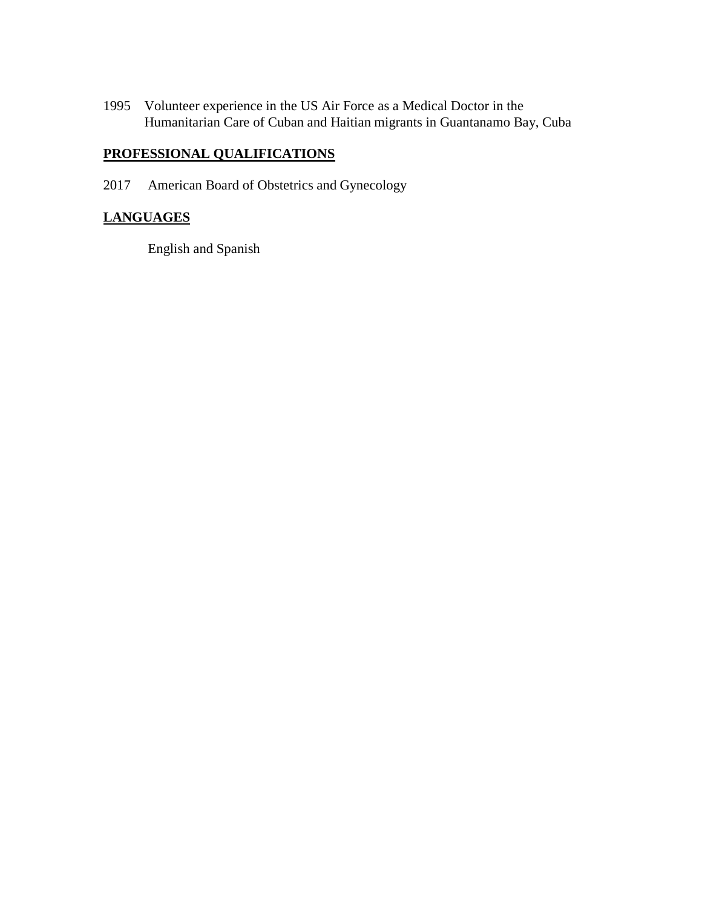1995 Volunteer experience in the US Air Force as a Medical Doctor in the Humanitarian Care of Cuban and Haitian migrants in Guantanamo Bay, Cuba

## PROFESSIONAL QUALIFICATIONS

2017 American Board of Obstetrics and Gynecology

## LANGUAGES

English and Spanish